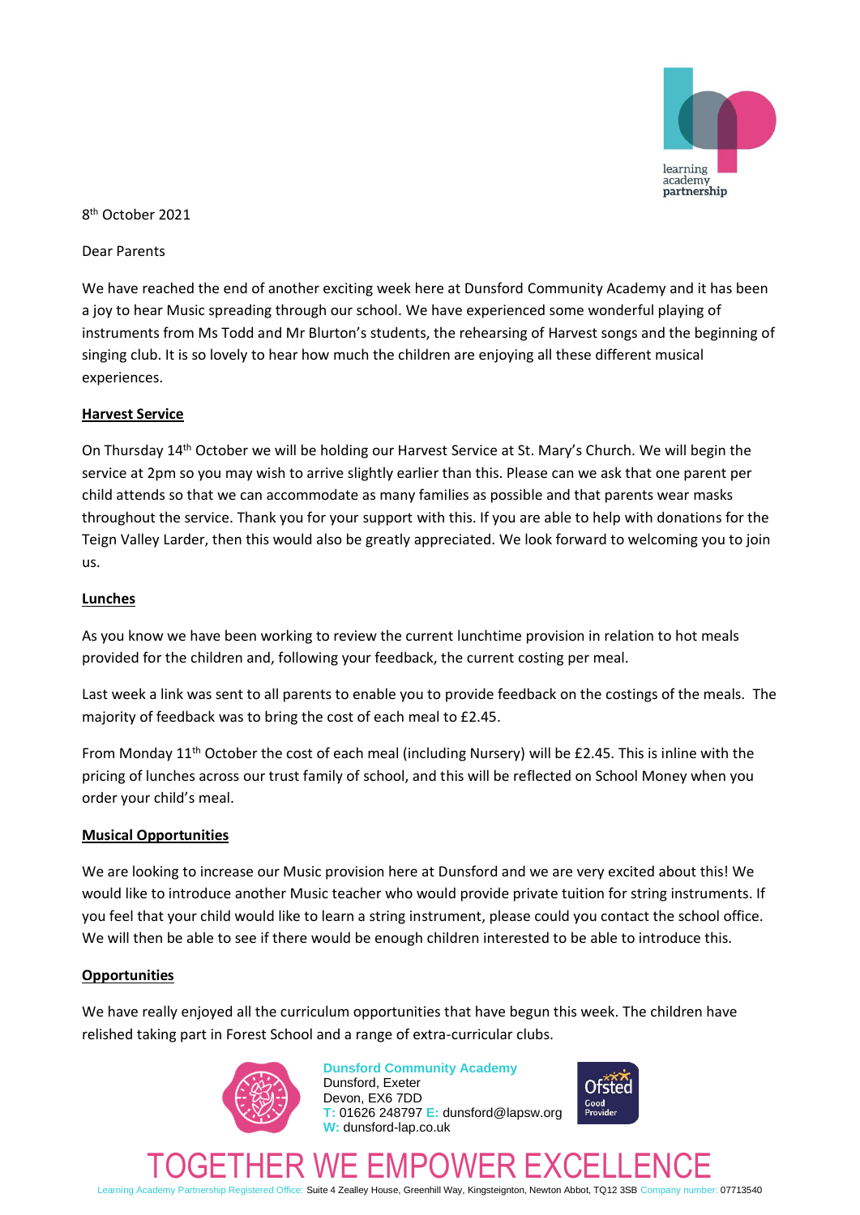8th October 2021

Dear Parents

We have reached the end of another exciting week here at Dunsford Community Academy and it has been a joy to hear Music spreading through our school. We have experienced some wonderful playing of instruments from Ms Todd and Mr Blurton's students, the rehearsing of Harvest songs and the beginning of singing club. It is so lovely to hear how much the children are enjoying all these different musical experiences.

**Harvest Service**

On Thursday 14th October we will be holding our Harvest Service at St. Mary's Church. We will begin the service at 2pm so you may wish to arrive slightly earlier than this. Please can we ask that one parent per child attends so that we can accommodate as many families as possible and that parents wear masks throughout the service. Thank you for your support with this. If you are able to help with donations for the Teign Valley Larder, then this would also be greatly appreciated. We look forward to welcoming you to join us.

**Lunches**

As you know we have been working to review the current lunchtime provision in relation to hot meals provided for the children and, following your feedback, the current costing per meal.

Last week a link was sent to all parents to enable you to provide feedback on the costings of the meals. The majority of feedback was to bring the cost of each meal to £2.45.

From Monday 11th October the cost of each meal (including Nursery) will be £2.45. This is inline with the pricing of lunches across our trust family of school, and this will be reflected on School Money when you order your child's meal.

**Musical Opportunities**

We are looking to increase our Music provision here at Dunsford and we are very excited about this! We would like to introduce another Music teacher who would provide private tuition for string instruments. If you feel that your child would like to learn a string instrument, please could you contact the school office. We will then be able to see if there would be enough children interested to be able to introduce this.

**Opportunities**

We have really enjoyed all the curriculum opportunities that have begun this week. The children have relished taking part in Forest School and a range of extra-curricular clubs.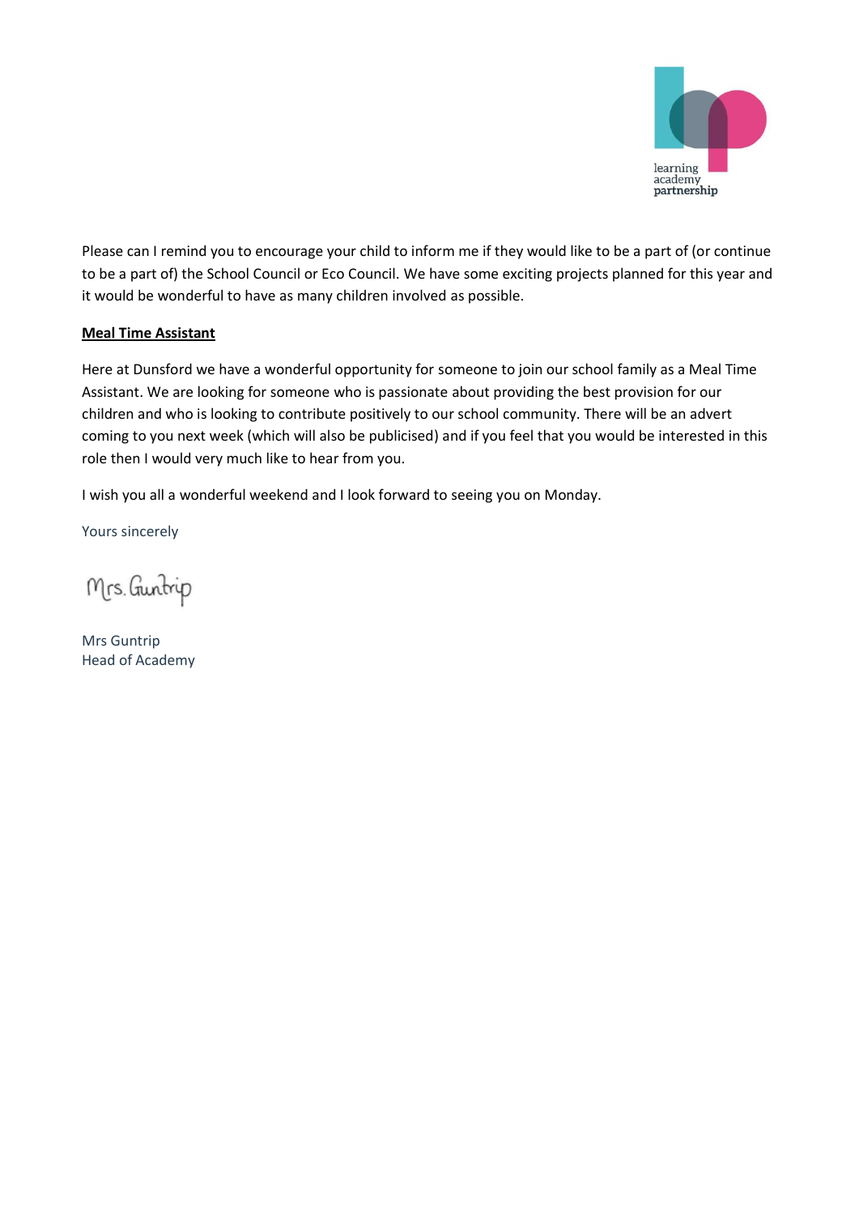Please can I remind you to encourage your child to inform me if they would like to be a part of (or continue to be a part of) the School Council or Eco Council. We have some exciting projects planned for this year and it would be wonderful to have as many children involved as possible.

**Meal Time Assistant**

Here at Dunsford we have a wonderful opportunity for someone to join our school family as a Meal Time Assistant. We are looking for someone who is passionate about providing the best provision for our children and who is looking to contribute positively to our school community. There will be an advert coming to you next week (which will also be publicised) and if you feel that you would be interested in this role then I would very much like to hear from you.

I wish you all a wonderful weekend and I look forward to seeing you on Monday.

Yours sincerely

Mrs. Guntrip

Mrs Guntrip
Head of Academy